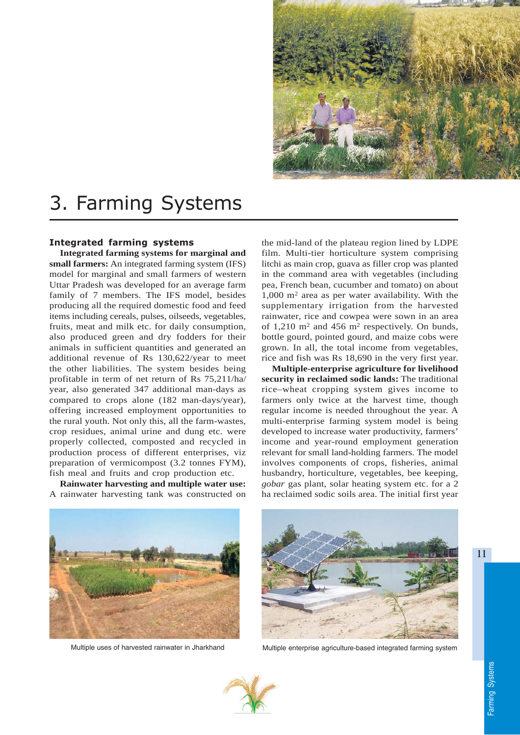# 3. Farming Systems

## Integrated farming systems

**Integrated farming systems for marginal and small farmers:** An integrated farming system (IFS) model for marginal and small farmers of western Uttar Pradesh was developed for an average farm family of 7 members. The IFS model, besides producing all the required domestic food and feed items including cereals, pulses, oilseeds, vegetables, fruits, meat and milk etc. for daily consumption, also produced green and dry fodders for their animals in sufficient quantities and generated an additional revenue of Rs 130,622/year to meet the other liabilities. The system besides being profitable in term of net return of Rs 75,211/ha/year, also generated 347 additional man-days as compared to crops alone (182 man-days/year), offering increased employment opportunities to the rural youth. Not only this, all the farm-wastes, crop residues, animal urine and dung etc. were properly collected, composted and recycled in production process of different enterprises, viz preparation of vermicompost (3.2 tonnes FYM), fish meal and fruits and crop production etc.

**Rainwater harvesting and multiple water use:** A rainwater harvesting tank was constructed on the mid-land of the plateau region lined by LDPE film. Multi-tier horticulture system comprising litchi as main crop, guava as filler crop was planted in the command area with vegetables (including pea, French bean, cucumber and tomato) on about 1,000 $m^2$ area as per water availability. With the supplementary irrigation from the harvested rainwater, rice and cowpea were sown in an area of 1,210 $m^2$ and 456 $m^2$ respectively. On bunds, bottle gourd, pointed gourd, and maize cobs were grown. In all, the total income from vegetables, rice and fish was Rs 18,690 in the very first year.

**Multiple-enterprise agriculture for livelihood security in reclaimed sodic lands:** The traditional rice–wheat cropping system gives income to farmers only twice at the harvest time, though regular income is needed throughout the year. A multi-enterprise farming system model is being developed to increase water productivity, farmers' income and year-round employment generation relevant for small land-holding farmers. The model involves components of crops, fisheries, animal husbandry, horticulture, vegetables, bee keeping, *gobar* gas plant, solar heating system etc. for a 2 ha reclaimed sodic soils area. The initial first year

Multiple uses of harvested rainwater in Jharkhand

Multiple enterprise agriculture-based integrated farming system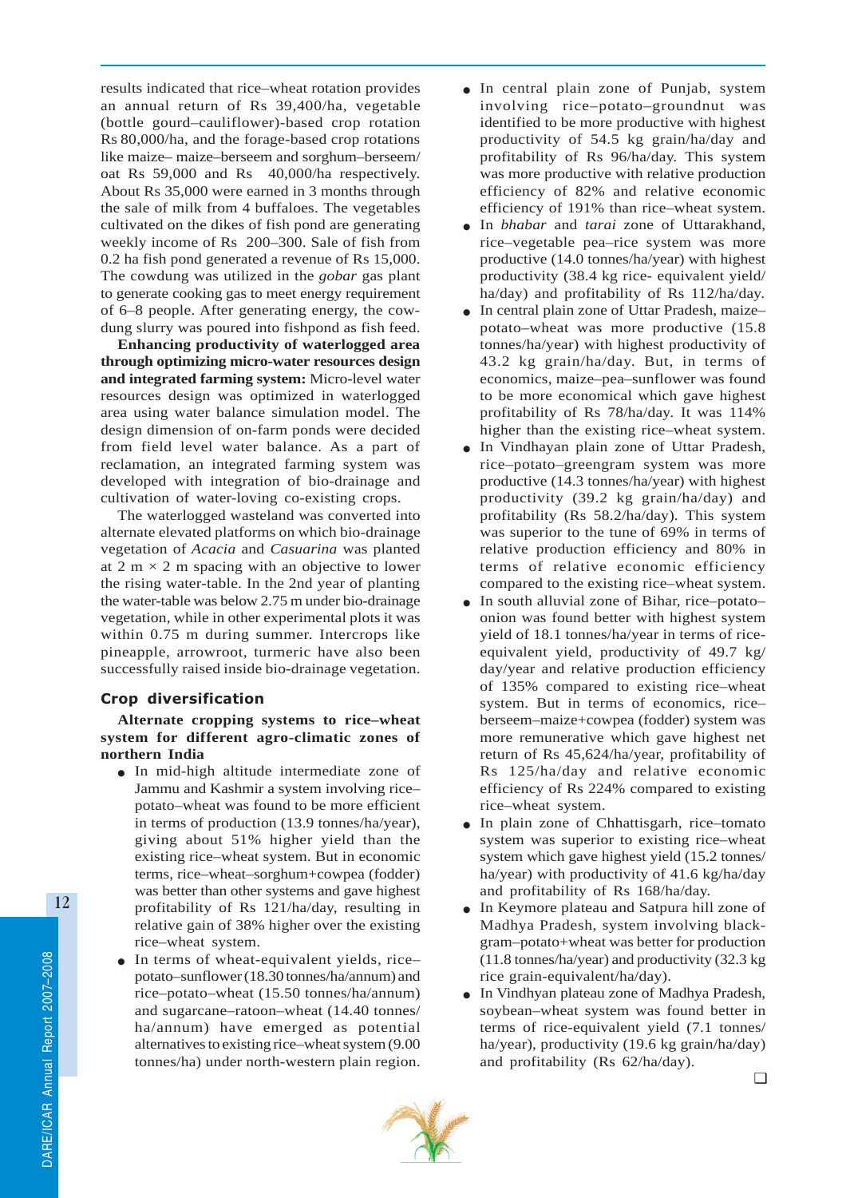results indicated that rice–wheat rotation provides an annual return of Rs 39,400/ha, vegetable (bottle gourd–cauliflower)-based crop rotation Rs 80,000/ha, and the forage-based crop rotations like maize– maize–berseem and sorghum–berseem/ oat Rs 59,000 and Rs 40,000/ha respectively. About Rs 35,000 were earned in 3 months through the sale of milk from 4 buffaloes. The vegetables cultivated on the dikes of fish pond are generating weekly income of Rs 200–300. Sale of fish from 0.2 ha fish pond generated a revenue of Rs 15,000. The cowdung was utilized in the *gobar* gas plant to generate cooking gas to meet energy requirement of 6–8 people. After generating energy, the cow-dung slurry was poured into fishpond as fish feed.

**Enhancing productivity of waterlogged area through optimizing micro-water resources design and integrated farming system:** Micro-level water resources design was optimized in waterlogged area using water balance simulation model. The design dimension of on-farm ponds were decided from field level water balance. As a part of reclamation, an integrated farming system was developed with integration of bio-drainage and cultivation of water-loving co-existing crops.

The waterlogged wasteland was converted into alternate elevated platforms on which bio-drainage vegetation of *Acacia* and *Casuarina* was planted at 2 m × 2 m spacing with an objective to lower the rising water-table. In the 2nd year of planting the water-table was below 2.75 m under bio-drainage vegetation, while in other experimental plots it was within 0.75 m during summer. Intercrops like pineapple, arrowroot, turmeric have also been successfully raised inside bio-drainage vegetation.

## Crop diversification

**Alternate cropping systems to rice–wheat system for different agro-climatic zones of northern India**

- In mid-high altitude intermediate zone of Jammu and Kashmir a system involving rice–potato–wheat was found to be more efficient in terms of production (13.9 tonnes/ha/year), giving about 51% higher yield than the existing rice–wheat system. But in economic terms, rice–wheat–sorghum+cowpea (fodder) was better than other systems and gave highest profitability of Rs 121/ha/day, resulting in relative gain of 38% higher over the existing rice–wheat system.
- In terms of wheat-equivalent yields, rice–potato–sunflower (18.30 tonnes/ha/annum) and rice–potato–wheat (15.50 tonnes/ha/annum) and sugarcane–ratoon–wheat (14.40 tonnes/ ha/annum) have emerged as potential alternatives to existing rice–wheat system (9.00 tonnes/ha) under north-western plain region.
- In central plain zone of Punjab, system involving rice–potato–groundnut was identified to be more productive with highest productivity of 54.5 kg grain/ha/day and profitability of Rs 96/ha/day. This system was more productive with relative production efficiency of 82% and relative economic efficiency of 191% than rice–wheat system.
- In *bhabar* and *tarai* zone of Uttarakhand, rice–vegetable pea–rice system was more productive (14.0 tonnes/ha/year) with highest productivity (38.4 kg rice- equivalent yield/ ha/day) and profitability of Rs 112/ha/day.
- In central plain zone of Uttar Pradesh, maize–potato–wheat was more productive (15.8 tonnes/ha/year) with highest productivity of 43.2 kg grain/ha/day. But, in terms of economics, maize–pea–sunflower was found to be more economical which gave highest profitability of Rs 78/ha/day. It was 114% higher than the existing rice–wheat system.
- In Vindhayan plain zone of Uttar Pradesh, rice–potato–greengram system was more productive (14.3 tonnes/ha/year) with highest productivity (39.2 kg grain/ha/day) and profitability (Rs 58.2/ha/day). This system was superior to the tune of 69% in terms of relative production efficiency and 80% in terms of relative economic efficiency compared to the existing rice–wheat system.
- In south alluvial zone of Bihar, rice–potato–onion was found better with highest system yield of 18.1 tonnes/ha/year in terms of rice-equivalent yield, productivity of 49.7 kg/ day/year and relative production efficiency of 135% compared to existing rice–wheat system. But in terms of economics, rice–berseem–maize+cowpea (fodder) system was more remunerative which gave highest net return of Rs 45,624/ha/year, profitability of Rs 125/ha/day and relative economic efficiency of Rs 224% compared to existing rice–wheat system.
- In plain zone of Chhattisgarh, rice–tomato system was superior to existing rice–wheat system which gave highest yield (15.2 tonnes/ ha/year) with productivity of 41.6 kg/ha/day and profitability of Rs 168/ha/day.
- In Keymore plateau and Satpura hill zone of Madhya Pradesh, system involving black-gram–potato+wheat was better for production (11.8 tonnes/ha/year) and productivity (32.3 kg rice grain-equivalent/ha/day).
- In Vindhyan plateau zone of Madhya Pradesh, soybean–wheat system was found better in terms of rice-equivalent yield (7.1 tonnes/ ha/year), productivity (19.6 kg grain/ha/day) and profitability (Rs 62/ha/day).

❑